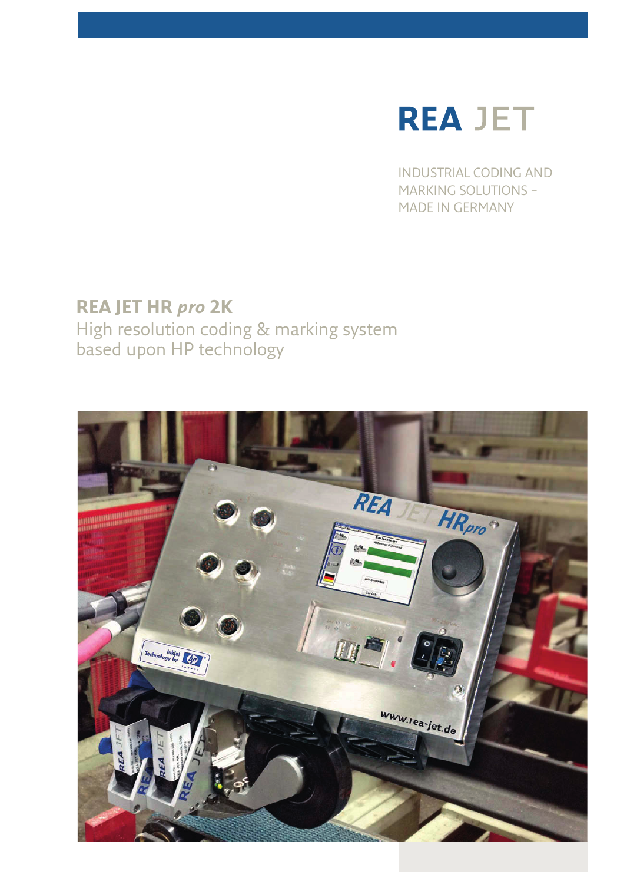# REA JET

INDUSTRIAL CODING AND MARKING SOLUTIONS – MADE IN GERMANY

## REA JET HR *pro* 2K

High resolution coding & marking system based upon HP technology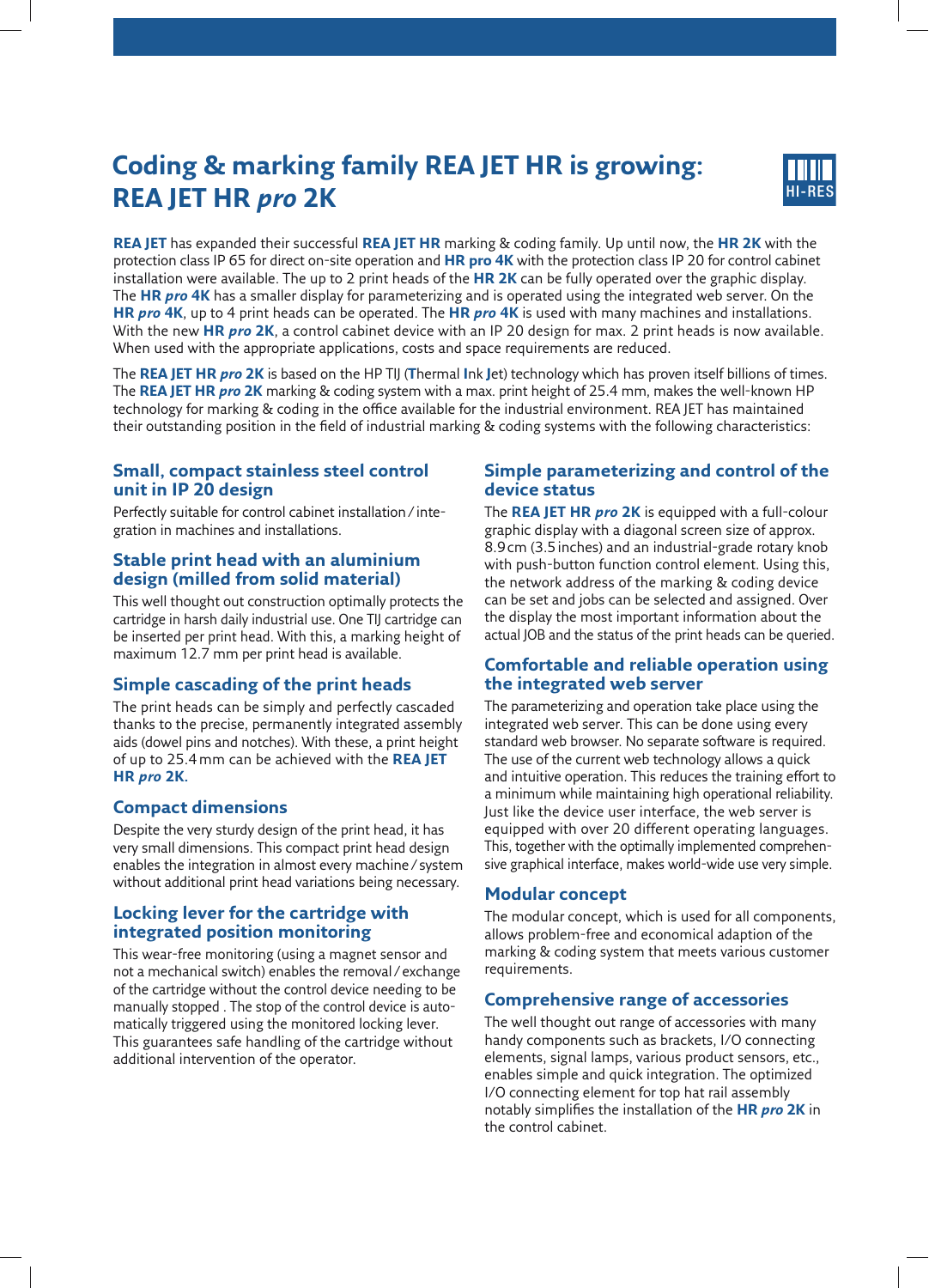# Coding & marking family REA JET HR is growing: REA JET HR *pro* 2K

HI-RES

**REA JET** has expanded their successful **REA JET HR** marking & coding family. Up until now, the **HR 2K** with the protection class IP 65 for direct on-site operation and **HR pro 4K** with the protection class IP 20 for control cabinet installation were available. The up to 2 print heads of the **HR 2K** can be fully operated over the graphic display. The **HR *pro* 4K** has a smaller display for parameterizing and is operated using the integrated web server. On the **HR *pro* 4K**, up to 4 print heads can be operated. The **HR *pro* 4K** is used with many machines and installations. With the new **HR *pro* 2K**, a control cabinet device with an IP 20 design for max. 2 print heads is now available. When used with the appropriate applications, costs and space requirements are reduced.

The **REA JET HR *pro* 2K** is based on the HP TIJ (**T**hermal **I**nk **J**et) technology which has proven itself billions of times. The **REA JET HR *pro* 2K** marking & coding system with a max. print height of 25.4 mm, makes the well-known HP technology for marking & coding in the office available for the industrial environment. REA JET has maintained their outstanding position in the field of industrial marking & coding systems with the following characteristics:

## Small, compact stainless steel control unit in IP 20 design

Perfectly suitable for control cabinet installation / integration in machines and installations.

## Stable print head with an aluminium design (milled from solid material)

This well thought out construction optimally protects the cartridge in harsh daily industrial use. One TIJ cartridge can be inserted per print head. With this, a marking height of maximum 12.7 mm per print head is available.

## Simple cascading of the print heads

The print heads can be simply and perfectly cascaded thanks to the precise, permanently integrated assembly aids (dowel pins and notches). With these, a print height of up to 25.4 mm can be achieved with the **REA JET HR *pro* 2K**.

## Compact dimensions

Despite the very sturdy design of the print head, it has very small dimensions. This compact print head design enables the integration in almost every machine / system without additional print head variations being necessary.

## Locking lever for the cartridge with integrated position monitoring

This wear-free monitoring (using a magnet sensor and not a mechanical switch) enables the removal / exchange of the cartridge without the control device needing to be manually stopped . The stop of the control device is automatically triggered using the monitored locking lever. This guarantees safe handling of the cartridge without additional intervention of the operator.

## Simple parameterizing and control of the device status

The **REA JET HR *pro* 2K** is equipped with a full-colour graphic display with a diagonal screen size of approx. 8.9 cm (3.5 inches) and an industrial-grade rotary knob with push-button function control element. Using this, the network address of the marking & coding device can be set and jobs can be selected and assigned. Over the display the most important information about the actual JOB and the status of the print heads can be queried.

## Comfortable and reliable operation using the integrated web server

The parameterizing and operation take place using the integrated web server. This can be done using every standard web browser. No separate software is required. The use of the current web technology allows a quick and intuitive operation. This reduces the training effort to a minimum while maintaining high operational reliability. Just like the device user interface, the web server is equipped with over 20 different operating languages. This, together with the optimally implemented comprehensive graphical interface, makes world-wide use very simple.

## Modular concept

The modular concept, which is used for all components, allows problem-free and economical adaption of the marking & coding system that meets various customer requirements.

## Comprehensive range of accessories

The well thought out range of accessories with many handy components such as brackets, I/O connecting elements, signal lamps, various product sensors, etc., enables simple and quick integration. The optimized I/O connecting element for top hat rail assembly notably simplifies the installation of the **HR *pro* 2K** in the control cabinet.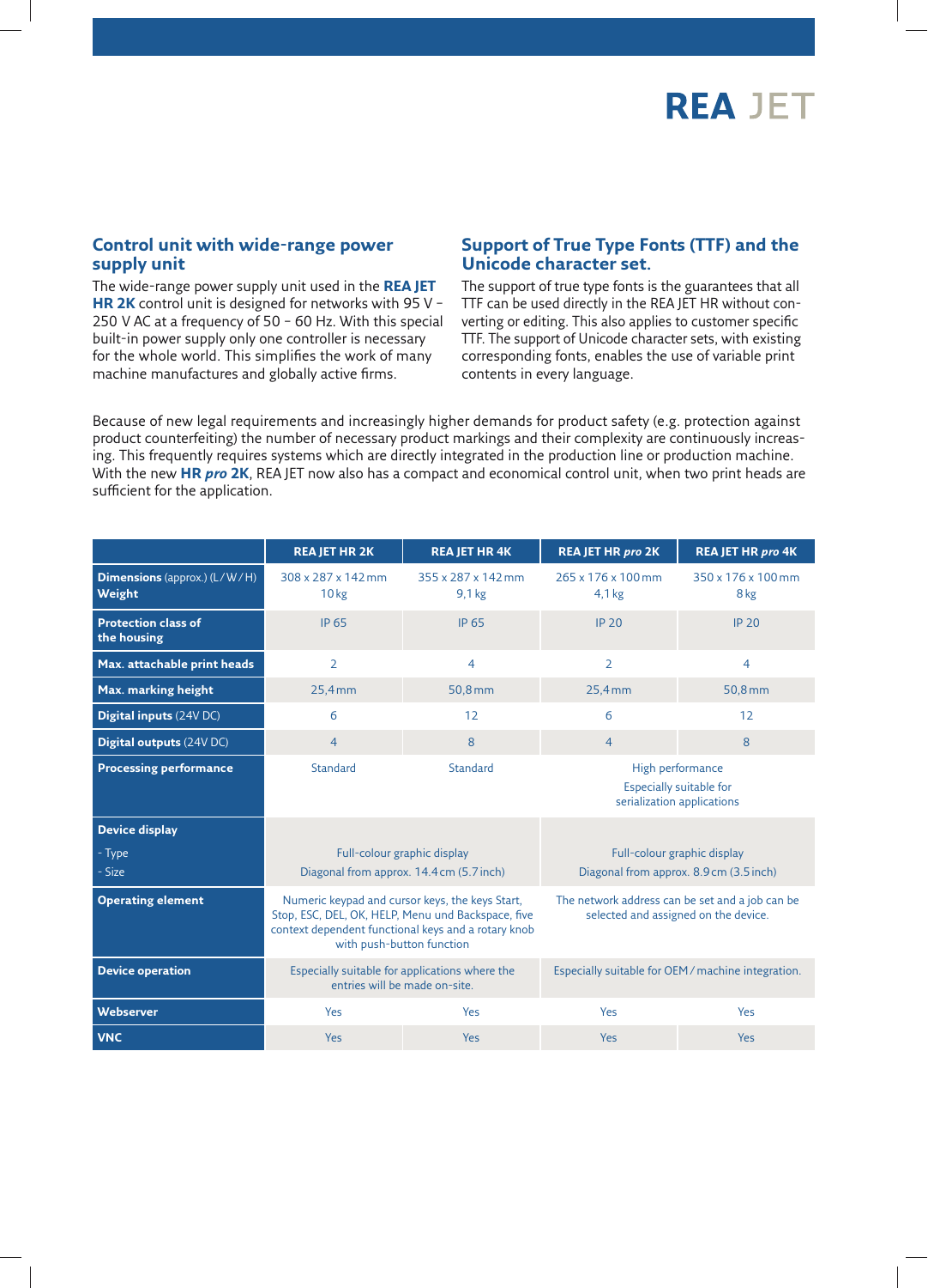# REA JET

## Control unit with wide-range power supply unit

The wide-range power supply unit used in the **REA JET HR 2K** control unit is designed for networks with 95 V – 250 V AC at a frequency of 50 – 60 Hz. With this special built-in power supply only one controller is necessary for the whole world. This simplifies the work of many machine manufactures and globally active firms.

## Support of True Type Fonts (TTF) and the Unicode character set.

The support of true type fonts is the guarantees that all TTF can be used directly in the REA JET HR without converting or editing. This also applies to customer specific TTF. The support of Unicode character sets, with existing corresponding fonts, enables the use of variable print contents in every language.

Because of new legal requirements and increasingly higher demands for product safety (e.g. protection against product counterfeiting) the number of necessary product markings and their complexity are continuously increasing. This frequently requires systems which are directly integrated in the production line or production machine. With the new **HR *pro* 2K**, REA JET now also has a compact and economical control unit, when two print heads are sufficient for the application.

| | REA JET HR 2K | REA JET HR 4K | REA JET HR *pro* 2K | REA JET HR *pro* 4K |
|---|---|---|---|---|
| **Dimensions** (approx.) (L/W/H)<br>**Weight** | 308 x 287 x 142 mm<br>10 kg | 355 x 287 x 142 mm<br>9,1 kg | 265 x 176 x 100 mm<br>4,1 kg | 350 x 176 x 100 mm<br>8 kg |
| **Protection class of the housing** | IP 65 | IP 65 | IP 20 | IP 20 |
| **Max. attachable print heads** | 2 | 4 | 2 | 4 |
| **Max. marking height** | 25,4 mm | 50,8 mm | 25,4 mm | 50,8 mm |
| **Digital inputs** (24V DC) | 6 | 12 | 6 | 12 |
| **Digital outputs** (24V DC) | 4 | 8 | 4 | 8 |
| **Processing performance** | Standard | Standard | High performance<br>Especially suitable for serialization applications | |
| **Device display**<br>- Type<br>- Size | Full-colour graphic display<br>Diagonal from approx. 14.4 cm (5.7 inch) | | Full-colour graphic display<br>Diagonal from approx. 8.9 cm (3.5 inch) | |
| **Operating element** | Numeric keypad and cursor keys, the keys Start, Stop, ESC, DEL, OK, HELP, Menu und Backspace, five context dependent functional keys and a rotary knob with push-button function | | The network address can be set and a job can be selected and assigned on the device. | |
| **Device operation** | Especially suitable for applications where the entries will be made on-site. | | Especially suitable for OEM / machine integration. | |
| **Webserver** | Yes | Yes | Yes | Yes |
| **VNC** | Yes | Yes | Yes | Yes |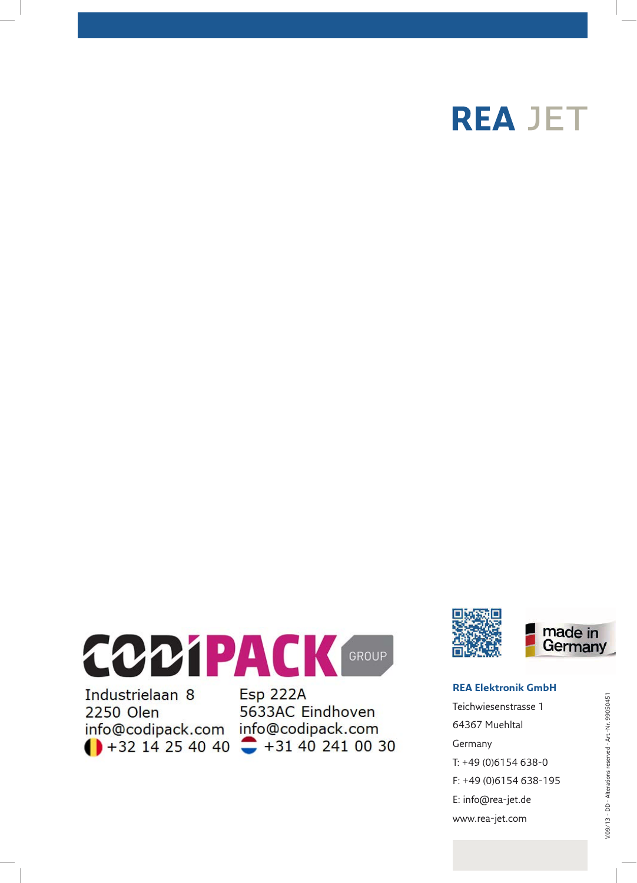REA JET

CODIPACK GROUP

Industrielaan 8
2250 Olen
info@codipack.com
+32 14 25 40 40

Esp 222A
5633AC Eindhoven
info@codipack.com
+31 40 241 00 30

made in Germany

**REA Elektronik GmbH**

Teichwiesenstrasse 1
64367 Muehltal
Germany
T: +49 (0)6154 638-0
F: +49 (0)6154 638-195
E: info@rea-jet.de
www.rea-jet.com

V09/13 - DD - Alterations reserved - Art.-Nr. 99050451